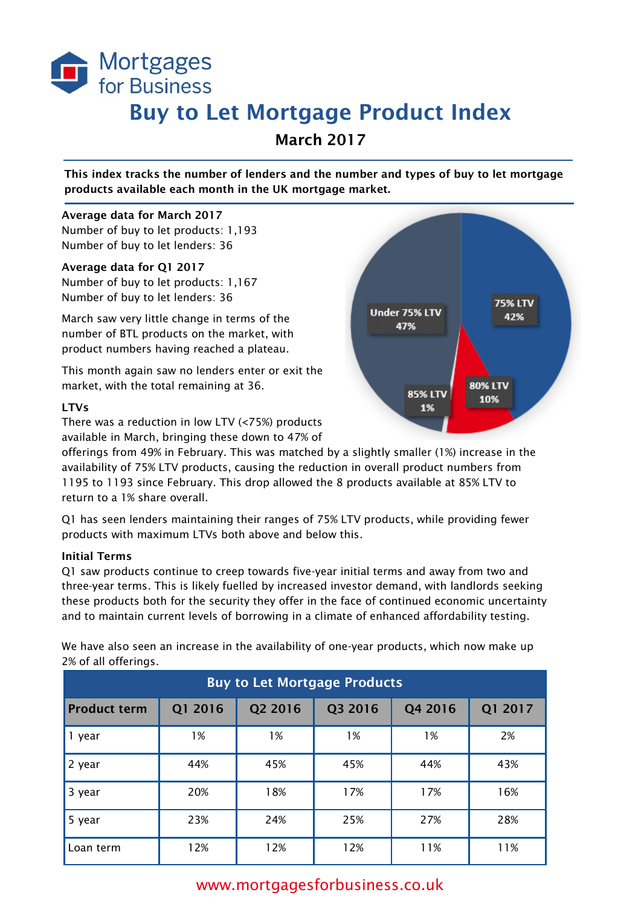Mortgages for Business

# Buy to Let Mortgage Product Index

## March 2017

**This index tracks the number of lenders and the number and types of buy to let mortgage products available each month in the UK mortgage market.**

**Average data for March 2017**
Number of buy to let products: 1,193
Number of buy to let lenders: 36

**Average data for Q1 2017**
Number of buy to let products: 1,167
Number of buy to let lenders: 36

March saw very little change in terms of the number of BTL products on the market, with product numbers having reached a plateau.

This month again saw no lenders enter or exit the market, with the total remaining at 36.

Under 75% LTV 47%
75% LTV 42%
80% LTV 10%
85% LTV 1%

**LTVs**
There was a reduction in low LTV (<75%) products available in March, bringing these down to 47% of offerings from 49% in February. This was matched by a slightly smaller (1%) increase in the availability of 75% LTV products, causing the reduction in overall product numbers from 1195 to 1193 since February. This drop allowed the 8 products available at 85% LTV to return to a 1% share overall.

Q1 has seen lenders maintaining their ranges of 75% LTV products, while providing fewer products with maximum LTVs both above and below this.

**Initial Terms**
Q1 saw products continue to creep towards five-year initial terms and away from two and three-year terms. This is likely fuelled by increased investor demand, with landlords seeking these products both for the security they offer in the face of continued economic uncertainty and to maintain current levels of borrowing in a climate of enhanced affordability testing.

We have also seen an increase in the availability of one-year products, which now make up 2% of all offerings.

| Buy to Let Mortgage Products | | | | | |
|---|---|---|---|---|---|
| **Product term** | **Q1 2016** | **Q2 2016** | **Q3 2016** | **Q4 2016** | **Q1 2017** |
| 1 year | 1% | 1% | 1% | 1% | 2% |
| 2 year | 44% | 45% | 45% | 44% | 43% |
| 3 year | 20% | 18% | 17% | 17% | 16% |
| 5 year | 23% | 24% | 25% | 27% | 28% |
| Loan term | 12% | 12% | 12% | 11% | 11% |

www.mortgagesforbusiness.co.uk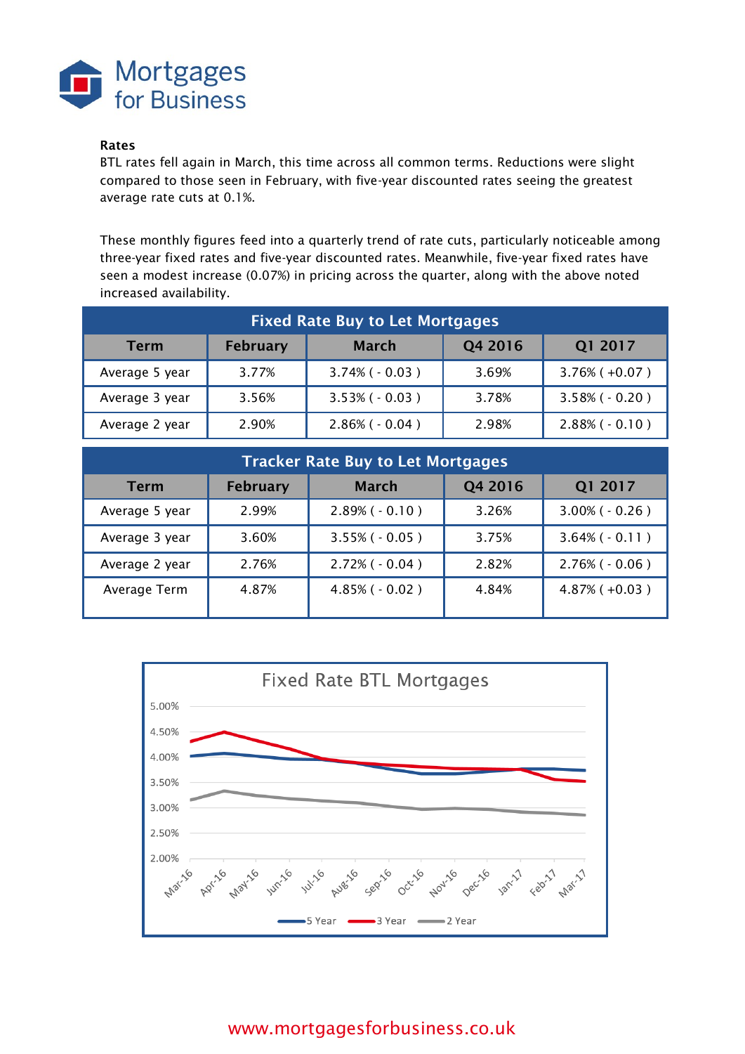**Rates**

BTL rates fell again in March, this time across all common terms. Reductions were slight compared to those seen in February, with five-year discounted rates seeing the greatest average rate cuts at 0.1%.

These monthly figures feed into a quarterly trend of rate cuts, particularly noticeable among three-year fixed rates and five-year discounted rates. Meanwhile, five-year fixed rates have seen a modest increase (0.07%) in pricing across the quarter, along with the above noted increased availability.

| Fixed Rate Buy to Let Mortgages | | | | |
|---|---|---|---|---|
| Term | February | March | Q4 2016 | Q1 2017 |
| Average 5 year | 3.77% | 3.74% ( - 0.03 ) | 3.69% | 3.76% ( +0.07 ) |
| Average 3 year | 3.56% | 3.53% ( - 0.03 ) | 3.78% | 3.58% ( - 0.20 ) |
| Average 2 year | 2.90% | 2.86% ( - 0.04 ) | 2.98% | 2.88% ( - 0.10 ) |

| Tracker Rate Buy to Let Mortgages | | | | |
|---|---|---|---|---|
| Term | February | March | Q4 2016 | Q1 2017 |
| Average 5 year | 2.99% | 2.89% ( - 0.10 ) | 3.26% | 3.00% ( - 0.26 ) |
| Average 3 year | 3.60% | 3.55% ( - 0.05 ) | 3.75% | 3.64% ( - 0.11 ) |
| Average 2 year | 2.76% | 2.72% ( - 0.04 ) | 2.82% | 2.76% ( - 0.06 ) |
| Average Term | 4.87% | 4.85% ( - 0.02 ) | 4.84% | 4.87% ( +0.03 ) |

Fixed Rate BTL Mortgages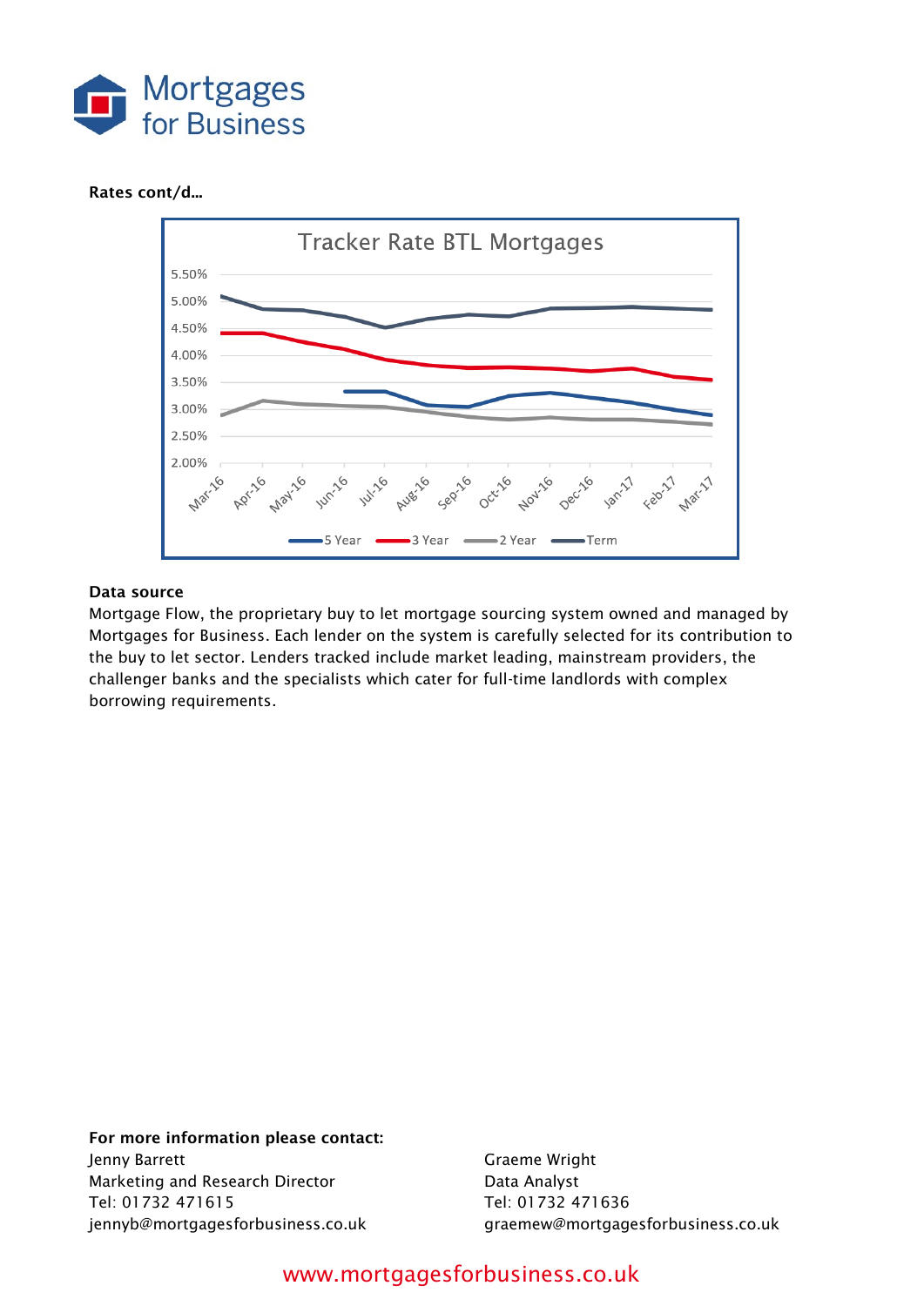**Rates cont/d...**

Tracker Rate BTL Mortgages

5.50%
5.00%
4.50%
4.00%
3.50%
3.00%
2.50%
2.00%

Mar-16 Apr-16 May-16 Jun-16 Jul-16 Aug-16 Sep-16 Oct-16 Nov-16 Dec-16 Jan-17 Feb-17 Mar-17

5 Year 3 Year 2 Year Term

**Data source**

Mortgage Flow, the proprietary buy to let mortgage sourcing system owned and managed by Mortgages for Business. Each lender on the system is carefully selected for its contribution to the buy to let sector. Lenders tracked include market leading, mainstream providers, the challenger banks and the specialists which cater for full-time landlords with complex borrowing requirements.

**For more information please contact:**

Jenny Barrett
Marketing and Research Director
Tel: 01732 471615
jennyb@mortgagesforbusiness.co.uk

Graeme Wright
Data Analyst
Tel: 01732 471636
graemew@mortgagesforbusiness.co.uk

www.mortgagesforbusiness.co.uk